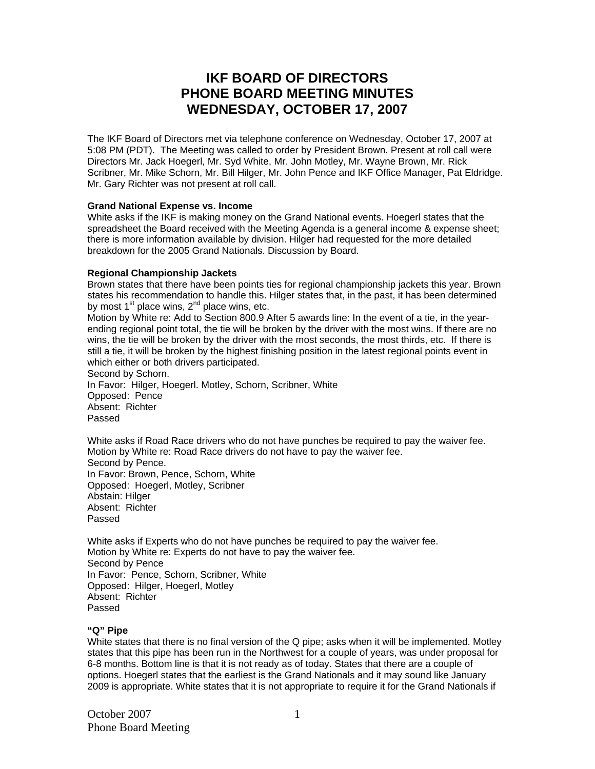# IKF BOARD OF DIRECTORS
# PHONE BOARD MEETING MINUTES
# WEDNESDAY, OCTOBER 17, 2007

The IKF Board of Directors met via telephone conference on Wednesday, October 17, 2007 at 5:08 PM (PDT). The Meeting was called to order by President Brown. Present at roll call were Directors Mr. Jack Hoegerl, Mr. Syd White, Mr. John Motley, Mr. Wayne Brown, Mr. Rick Scribner, Mr. Mike Schorn, Mr. Bill Hilger, Mr. John Pence and IKF Office Manager, Pat Eldridge. Mr. Gary Richter was not present at roll call.

**Grand National Expense vs. Income**

White asks if the IKF is making money on the Grand National events. Hoegerl states that the spreadsheet the Board received with the Meeting Agenda is a general income & expense sheet; there is more information available by division. Hilger had requested for the more detailed breakdown for the 2005 Grand Nationals. Discussion by Board.

**Regional Championship Jackets**

Brown states that there have been points ties for regional championship jackets this year. Brown states his recommendation to handle this. Hilger states that, in the past, it has been determined by most 1st place wins, 2nd place wins, etc.

Motion by White re: Add to Section 800.9 After 5 awards line: In the event of a tie, in the year-ending regional point total, the tie will be broken by the driver with the most wins. If there are no wins, the tie will be broken by the driver with the most seconds, the most thirds, etc. If there is still a tie, it will be broken by the highest finishing position in the latest regional points event in which either or both drivers participated.
Second by Schorn.
In Favor: Hilger, Hoegerl. Motley, Schorn, Scribner, White
Opposed: Pence
Absent: Richter
Passed

White asks if Road Race drivers who do not have punches be required to pay the waiver fee.
Motion by White re: Road Race drivers do not have to pay the waiver fee.
Second by Pence.
In Favor: Brown, Pence, Schorn, White
Opposed: Hoegerl, Motley, Scribner
Abstain: Hilger
Absent: Richter
Passed

White asks if Experts who do not have punches be required to pay the waiver fee.
Motion by White re: Experts do not have to pay the waiver fee.
Second by Pence
In Favor: Pence, Schorn, Scribner, White
Opposed: Hilger, Hoegerl, Motley
Absent: Richter
Passed

**"Q" Pipe**

White states that there is no final version of the Q pipe; asks when it will be implemented. Motley states that this pipe has been run in the Northwest for a couple of years, was under proposal for 6-8 months. Bottom line is that it is not ready as of today. States that there are a couple of options. Hoegerl states that the earliest is the Grand Nationals and it may sound like January 2009 is appropriate. White states that it is not appropriate to require it for the Grand Nationals if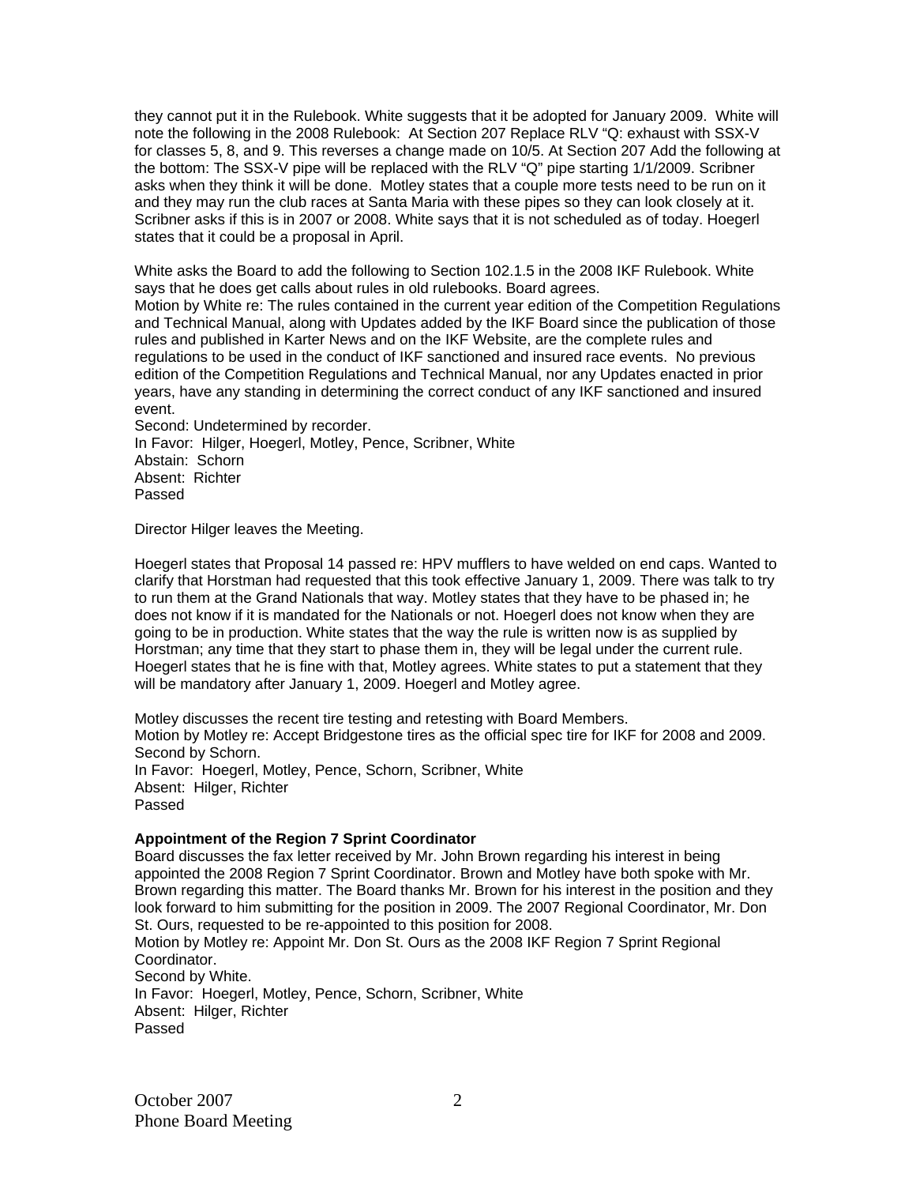they cannot put it in the Rulebook. White suggests that it be adopted for January 2009. White will note the following in the 2008 Rulebook: At Section 207 Replace RLV "Q: exhaust with SSX-V for classes 5, 8, and 9. This reverses a change made on 10/5. At Section 207 Add the following at the bottom: The SSX-V pipe will be replaced with the RLV "Q" pipe starting 1/1/2009. Scribner asks when they think it will be done. Motley states that a couple more tests need to be run on it and they may run the club races at Santa Maria with these pipes so they can look closely at it. Scribner asks if this is in 2007 or 2008. White says that it is not scheduled as of today. Hoegerl states that it could be a proposal in April.

White asks the Board to add the following to Section 102.1.5 in the 2008 IKF Rulebook. White says that he does get calls about rules in old rulebooks. Board agrees.
Motion by White re: The rules contained in the current year edition of the Competition Regulations and Technical Manual, along with Updates added by the IKF Board since the publication of those rules and published in Karter News and on the IKF Website, are the complete rules and regulations to be used in the conduct of IKF sanctioned and insured race events. No previous edition of the Competition Regulations and Technical Manual, nor any Updates enacted in prior years, have any standing in determining the correct conduct of any IKF sanctioned and insured event.
Second: Undetermined by recorder.
In Favor: Hilger, Hoegerl, Motley, Pence, Scribner, White
Abstain: Schorn
Absent: Richter
Passed

Director Hilger leaves the Meeting.

Hoegerl states that Proposal 14 passed re: HPV mufflers to have welded on end caps. Wanted to clarify that Horstman had requested that this took effective January 1, 2009. There was talk to try to run them at the Grand Nationals that way. Motley states that they have to be phased in; he does not know if it is mandated for the Nationals or not. Hoegerl does not know when they are going to be in production. White states that the way the rule is written now is as supplied by Horstman; any time that they start to phase them in, they will be legal under the current rule. Hoegerl states that he is fine with that, Motley agrees. White states to put a statement that they will be mandatory after January 1, 2009. Hoegerl and Motley agree.

Motley discusses the recent tire testing and retesting with Board Members.
Motion by Motley re: Accept Bridgestone tires as the official spec tire for IKF for 2008 and 2009.
Second by Schorn.
In Favor: Hoegerl, Motley, Pence, Schorn, Scribner, White
Absent: Hilger, Richter
Passed

**Appointment of the Region 7 Sprint Coordinator**

Board discusses the fax letter received by Mr. John Brown regarding his interest in being appointed the 2008 Region 7 Sprint Coordinator. Brown and Motley have both spoke with Mr. Brown regarding this matter. The Board thanks Mr. Brown for his interest in the position and they look forward to him submitting for the position in 2009. The 2007 Regional Coordinator, Mr. Don St. Ours, requested to be re-appointed to this position for 2008.
Motion by Motley re: Appoint Mr. Don St. Ours as the 2008 IKF Region 7 Sprint Regional Coordinator.
Second by White.
In Favor: Hoegerl, Motley, Pence, Schorn, Scribner, White
Absent: Hilger, Richter
Passed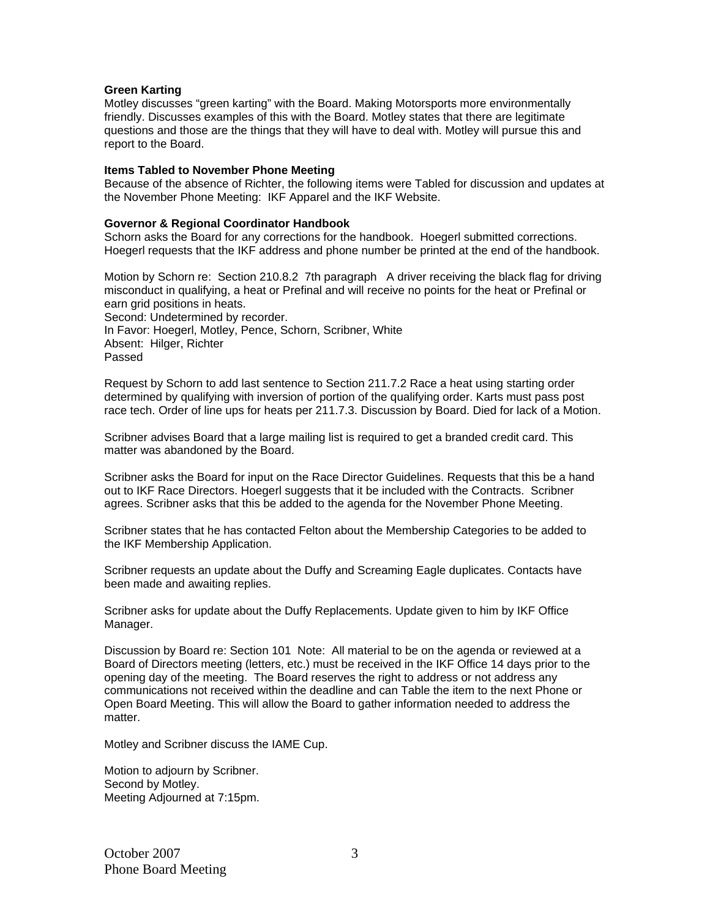**Green Karting**

Motley discusses "green karting" with the Board. Making Motorsports more environmentally friendly. Discusses examples of this with the Board. Motley states that there are legitimate questions and those are the things that they will have to deal with. Motley will pursue this and report to the Board.

**Items Tabled to November Phone Meeting**

Because of the absence of Richter, the following items were Tabled for discussion and updates at the November Phone Meeting: IKF Apparel and the IKF Website.

**Governor & Regional Coordinator Handbook**

Schorn asks the Board for any corrections for the handbook. Hoegerl submitted corrections. Hoegerl requests that the IKF address and phone number be printed at the end of the handbook.

Motion by Schorn re: Section 210.8.2 7th paragraph A driver receiving the black flag for driving misconduct in qualifying, a heat or Prefinal and will receive no points for the heat or Prefinal or earn grid positions in heats.
Second: Undetermined by recorder.
In Favor: Hoegerl, Motley, Pence, Schorn, Scribner, White
Absent: Hilger, Richter
Passed

Request by Schorn to add last sentence to Section 211.7.2 Race a heat using starting order determined by qualifying with inversion of portion of the qualifying order. Karts must pass post race tech. Order of line ups for heats per 211.7.3. Discussion by Board. Died for lack of a Motion.

Scribner advises Board that a large mailing list is required to get a branded credit card. This matter was abandoned by the Board.

Scribner asks the Board for input on the Race Director Guidelines. Requests that this be a hand out to IKF Race Directors. Hoegerl suggests that it be included with the Contracts. Scribner agrees. Scribner asks that this be added to the agenda for the November Phone Meeting.

Scribner states that he has contacted Felton about the Membership Categories to be added to the IKF Membership Application.

Scribner requests an update about the Duffy and Screaming Eagle duplicates. Contacts have been made and awaiting replies.

Scribner asks for update about the Duffy Replacements. Update given to him by IKF Office Manager.

Discussion by Board re: Section 101 Note: All material to be on the agenda or reviewed at a Board of Directors meeting (letters, etc.) must be received in the IKF Office 14 days prior to the opening day of the meeting. The Board reserves the right to address or not address any communications not received within the deadline and can Table the item to the next Phone or Open Board Meeting. This will allow the Board to gather information needed to address the matter.

Motley and Scribner discuss the IAME Cup.

Motion to adjourn by Scribner.
Second by Motley.
Meeting Adjourned at 7:15pm.